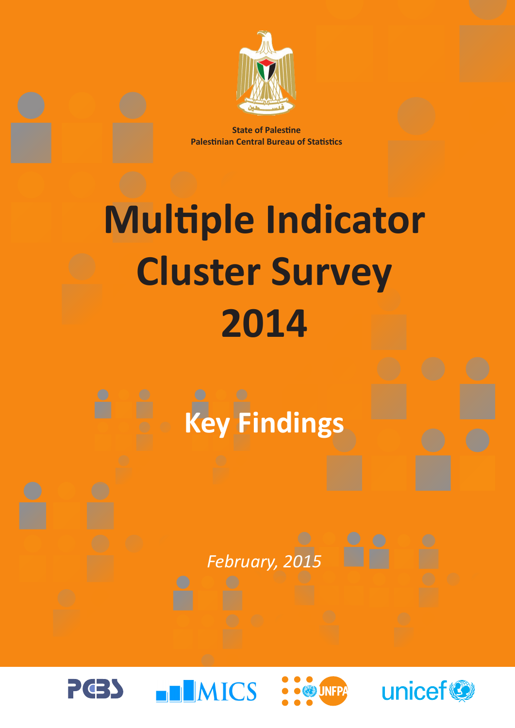State of Palestine
Palestinian Central Bureau of Statistics

# Multiple Indicator Cluster Survey 2014

## Key Findings

*February, 2015*

PCBS MICS UNFPA unicef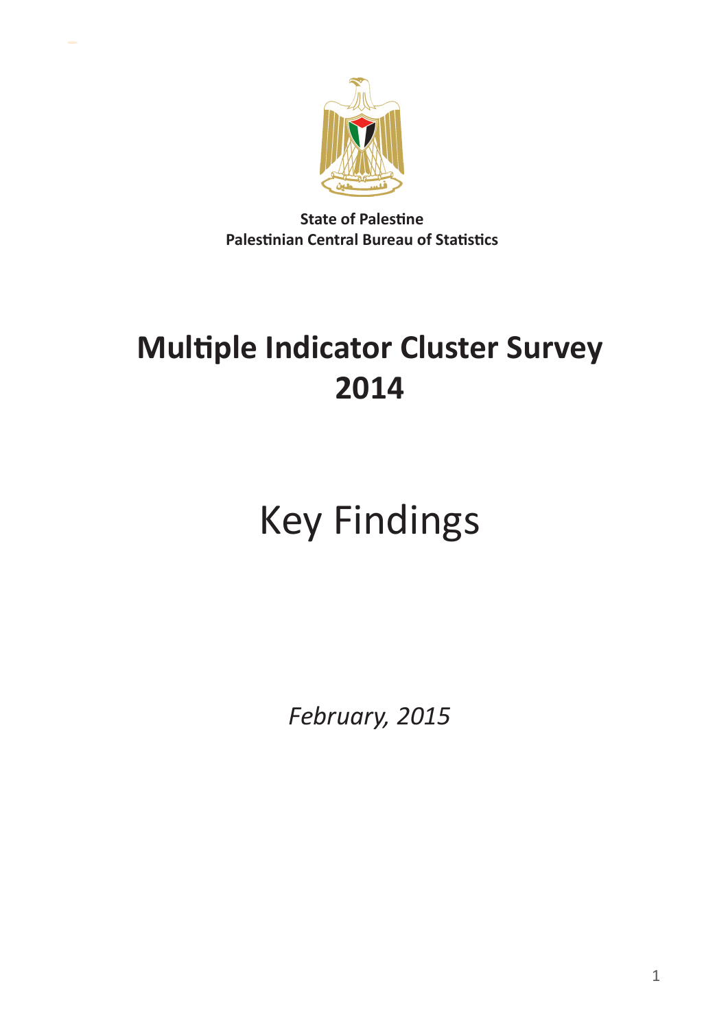**State of Palestine**
**Palestinian Central Bureau of Statistics**

# Multiple Indicator Cluster Survey 2014

# Key Findings

*February, 2015*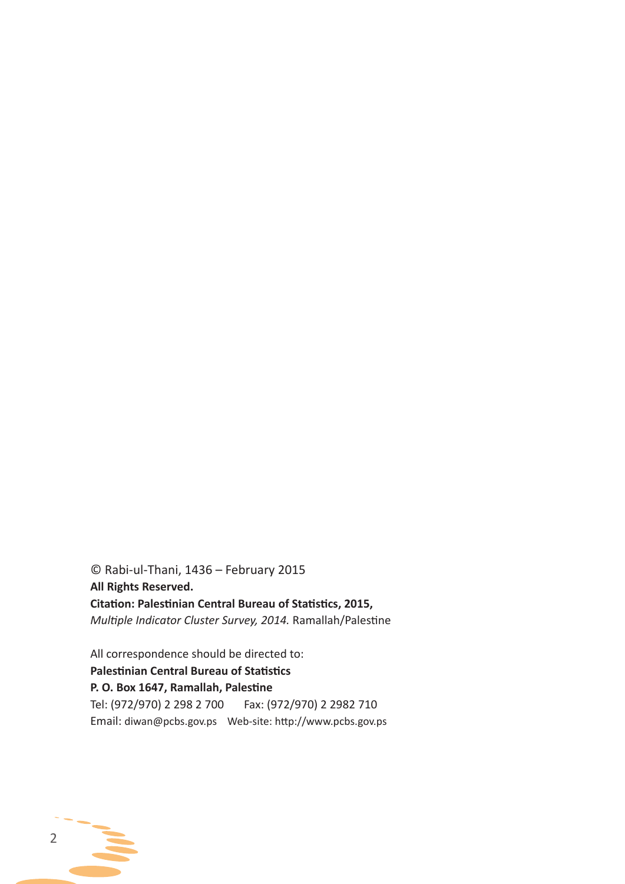© Rabi-ul-Thani, 1436 – February 2015

**All Rights Reserved.**

**Citation: Palestinian Central Bureau of Statistics, 2015,**
*Multiple Indicator Cluster Survey, 2014.* Ramallah/Palestine

All correspondence should be directed to:

**Palestinian Central Bureau of Statistics**

**P. O. Box 1647, Ramallah, Palestine**

Tel: (972/970) 2 298 2 700 Fax: (972/970) 2 2982 710

Email: diwan@pcbs.gov.ps Web-site: http://www.pcbs.gov.ps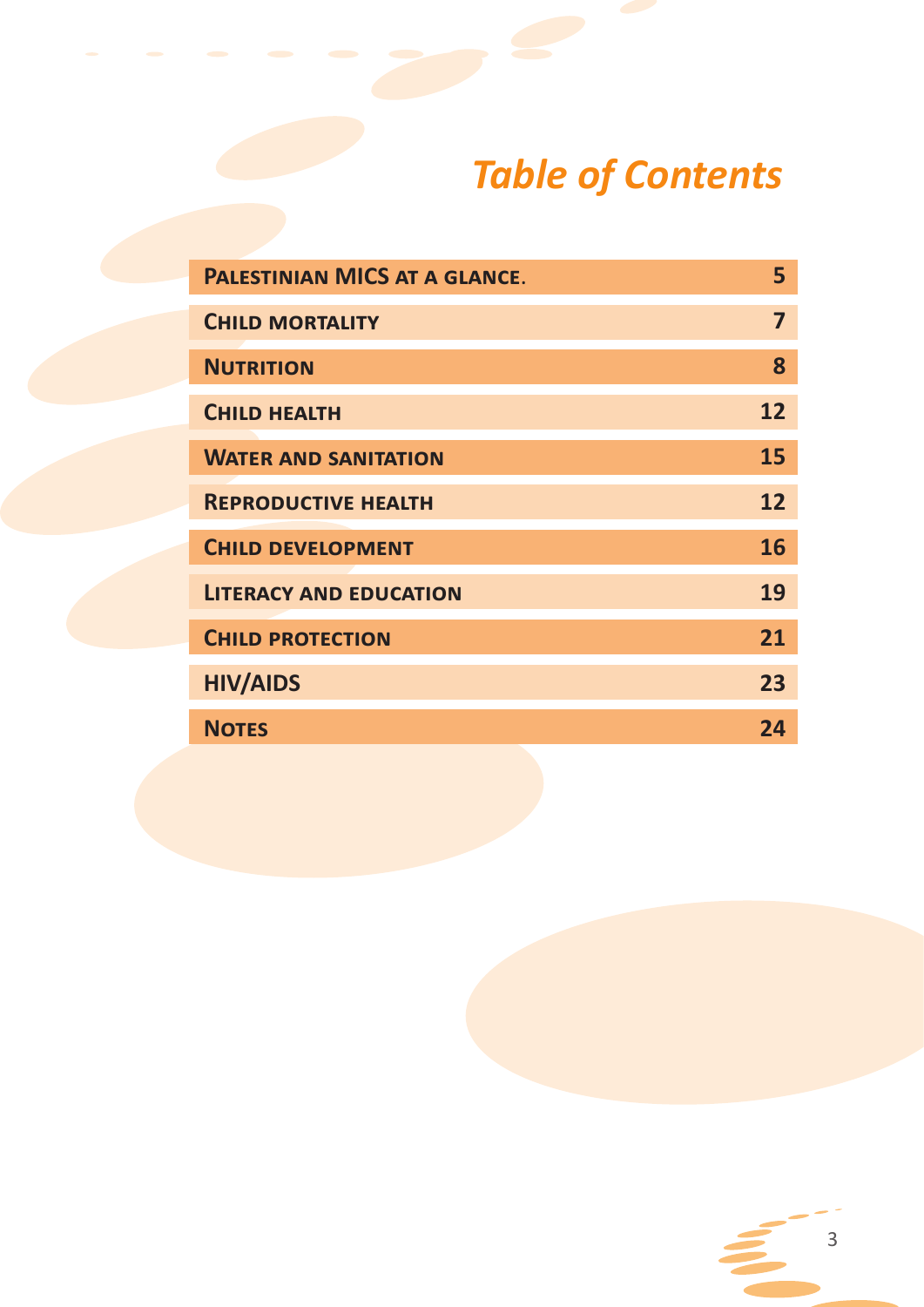# *Table of Contents*

| | |
|---|---|
| **PALESTINIAN MICS AT A GLANCE.** | **5** |
| **CHILD MORTALITY** | **7** |
| **NUTRITION** | **8** |
| **CHILD HEALTH** | **12** |
| **WATER AND SANITATION** | **15** |
| **REPRODUCTIVE HEALTH** | **12** |
| **CHILD DEVELOPMENT** | **16** |
| **LITERACY AND EDUCATION** | **19** |
| **CHILD PROTECTION** | **21** |
| **HIV/AIDS** | **23** |
| **NOTES** | **24** |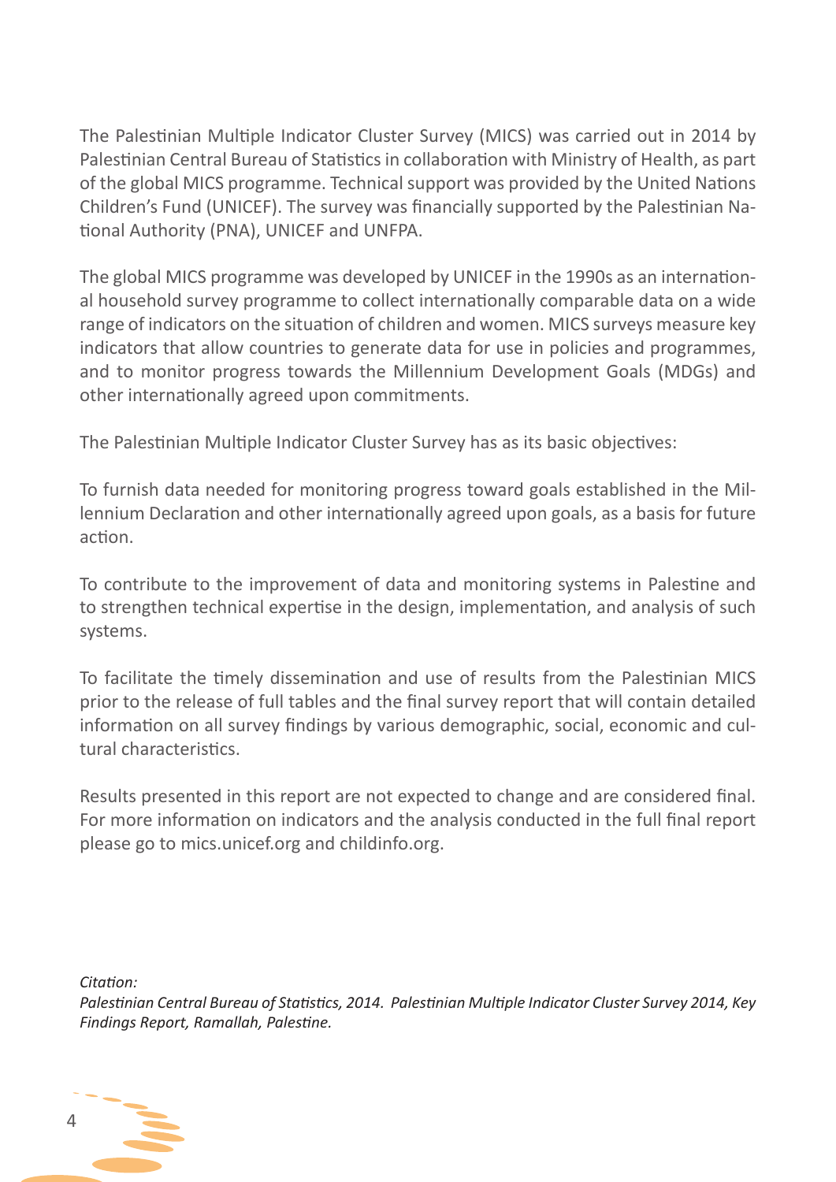The Palestinian Multiple Indicator Cluster Survey (MICS) was carried out in 2014 by Palestinian Central Bureau of Statistics in collaboration with Ministry of Health, as part of the global MICS programme. Technical support was provided by the United Nations Children's Fund (UNICEF). The survey was financially supported by the Palestinian National Authority (PNA), UNICEF and UNFPA.

The global MICS programme was developed by UNICEF in the 1990s as an international household survey programme to collect internationally comparable data on a wide range of indicators on the situation of children and women. MICS surveys measure key indicators that allow countries to generate data for use in policies and programmes, and to monitor progress towards the Millennium Development Goals (MDGs) and other internationally agreed upon commitments.

The Palestinian Multiple Indicator Cluster Survey has as its basic objectives:

To furnish data needed for monitoring progress toward goals established in the Millennium Declaration and other internationally agreed upon goals, as a basis for future action.

To contribute to the improvement of data and monitoring systems in Palestine and to strengthen technical expertise in the design, implementation, and analysis of such systems.

To facilitate the timely dissemination and use of results from the Palestinian MICS prior to the release of full tables and the final survey report that will contain detailed information on all survey findings by various demographic, social, economic and cultural characteristics.

Results presented in this report are not expected to change and are considered final. For more information on indicators and the analysis conducted in the full final report please go to mics.unicef.org and childinfo.org.

*Citation:*
*Palestinian Central Bureau of Statistics, 2014. Palestinian Multiple Indicator Cluster Survey 2014, Key Findings Report, Ramallah, Palestine.*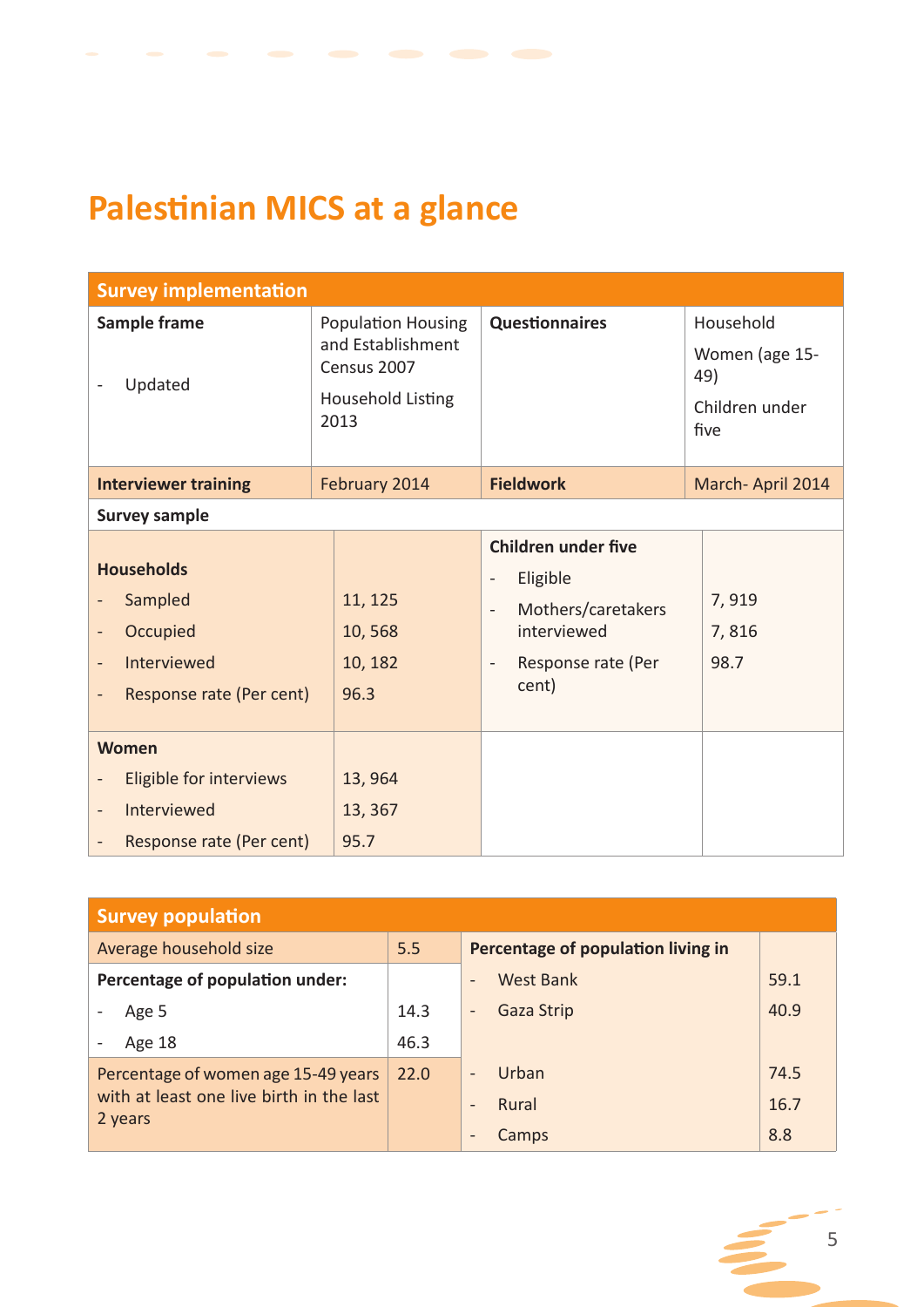# Palestinian MICS at a glance

| Survey implementation | | | |
|---|---|---|---|
| **Sample frame**<br>- Updated | Population Housing and Establishment Census 2007<br>Household Listing 2013 | **Questionnaires** | Household<br>Women (age 15-49)<br>Children under five |
| **Interviewer training** | February 2014 | **Fieldwork** | March- April 2014 |
| **Survey sample** | | | |
| **Households**<br>- Sampled<br>- Occupied<br>- Interviewed<br>- Response rate (Per cent) | <br>11, 125<br>10, 568<br>10, 182<br>96.3 | **Children under five**<br>- Eligible<br>- Mothers/caretakers interviewed<br>- Response rate (Per cent) | <br>7, 919<br>7, 816<br>98.7 |
| **Women**<br>- Eligible for interviews<br>- Interviewed<br>- Response rate (Per cent) | <br>13, 964<br>13, 367<br>95.7 | | |

| Survey population | | | |
|---|---|---|---|
| Average household size | 5.5 | **Percentage of population living in** | |
| **Percentage of population under:**<br>- Age 5<br>- Age 18 | <br>14.3<br>46.3 | - West Bank<br>- Gaza Strip | 59.1<br>40.9 |
| Percentage of women age 15-49 years with at least one live birth in the last 2 years | 22.0 | - Urban<br>- Rural<br>- Camps | 74.5<br>16.7<br>8.8 |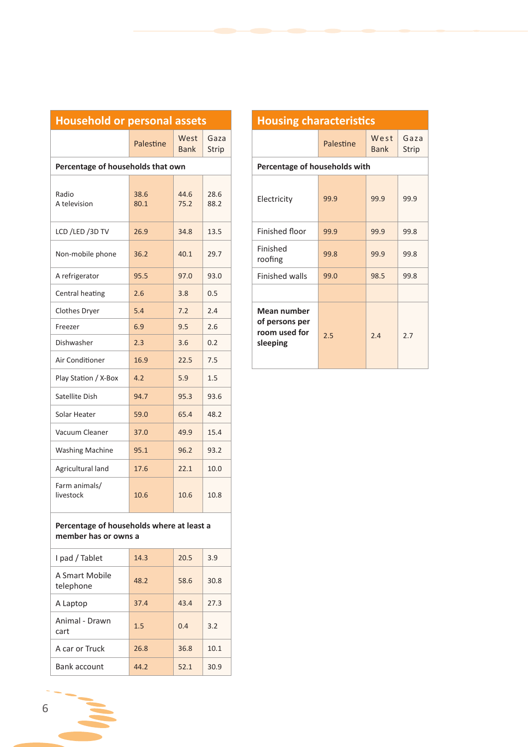## Household or personal assets

| | Palestine | West Bank | Gaza Strip |
|---|---|---|---|
| **Percentage of households that own** | | | |
| Radio | 38.6 | 44.6 | 28.6 |
| A television | 80.1 | 75.2 | 88.2 |
| LCD /LED /3D TV | 26.9 | 34.8 | 13.5 |
| Non-mobile phone | 36.2 | 40.1 | 29.7 |
| A refrigerator | 95.5 | 97.0 | 93.0 |
| Central heating | 2.6 | 3.8 | 0.5 |
| Clothes Dryer | 5.4 | 7.2 | 2.4 |
| Freezer | 6.9 | 9.5 | 2.6 |
| Dishwasher | 2.3 | 3.6 | 0.2 |
| Air Conditioner | 16.9 | 22.5 | 7.5 |
| Play Station / X-Box | 4.2 | 5.9 | 1.5 |
| Satellite Dish | 94.7 | 95.3 | 93.6 |
| Solar Heater | 59.0 | 65.4 | 48.2 |
| Vacuum Cleaner | 37.0 | 49.9 | 15.4 |
| Washing Machine | 95.1 | 96.2 | 93.2 |
| Agricultural land | 17.6 | 22.1 | 10.0 |
| Farm animals/ livestock | 10.6 | 10.6 | 10.8 |
| **Percentage of households where at least a member has or owns a** | | | |
| I pad / Tablet | 14.3 | 20.5 | 3.9 |
| A Smart Mobile telephone | 48.2 | 58.6 | 30.8 |
| A Laptop | 37.4 | 43.4 | 27.3 |
| Animal - Drawn cart | 1.5 | 0.4 | 3.2 |
| A car or Truck | 26.8 | 36.8 | 10.1 |
| Bank account | 44.2 | 52.1 | 30.9 |

## Housing characteristics

| | Palestine | West Bank | Gaza Strip |
|---|---|---|---|
| **Percentage of households with** | | | |
| Electricity | 99.9 | 99.9 | 99.9 |
| Finished floor | 99.9 | 99.9 | 99.8 |
| Finished roofing | 99.8 | 99.9 | 99.8 |
| Finished walls | 99.0 | 98.5 | 99.8 |
| | | | |
| **Mean number of persons per room used for sleeping** | 2.5 | 2.4 | 2.7 |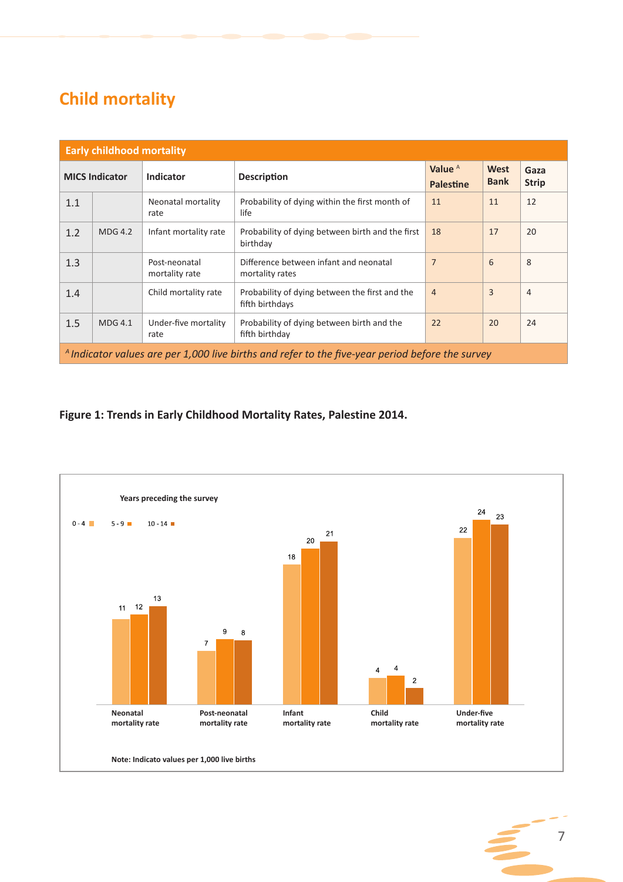# Child mortality

| Early childhood mortality | | | | | | |
|---|---|---|---|---|---|---|
| MICS Indicator | | Indicator | Description | Value [A] Palestine | West Bank | Gaza Strip |
| 1.1 | | Neonatal mortality rate | Probability of dying within the first month of life | 11 | 11 | 12 |
| 1.2 | MDG 4.2 | Infant mortality rate | Probability of dying between birth and the first birthday | 18 | 17 | 20 |
| 1.3 | | Post-neonatal mortality rate | Difference between infant and neonatal mortality rates | 7 | 6 | 8 |
| 1.4 | | Child mortality rate | Probability of dying between the first and the fifth birthdays | 4 | 3 | 4 |
| 1.5 | MDG 4.1 | Under-five mortality rate | Probability of dying between birth and the fifth birthday | 22 | 20 | 24 |

*[A] Indicator values are per 1,000 live births and refer to the five-year period before the survey*

**Figure 1: Trends in Early Childhood Mortality Rates, Palestine 2014.**

Years preceding the survey

| | 0 - 4 | 5 - 9 | 10 - 14 |
|---|---|---|---|
| Neonatal mortality rate | 11 | 12 | 13 |
| Post-neonatal mortality rate | 7 | 9 | 8 |
| Infant mortality rate | 18 | 20 | 21 |
| Child mortality rate | 4 | 4 | 2 |
| Under-five mortality rate | 22 | 24 | 23 |

Note: Indicato values per 1,000 live births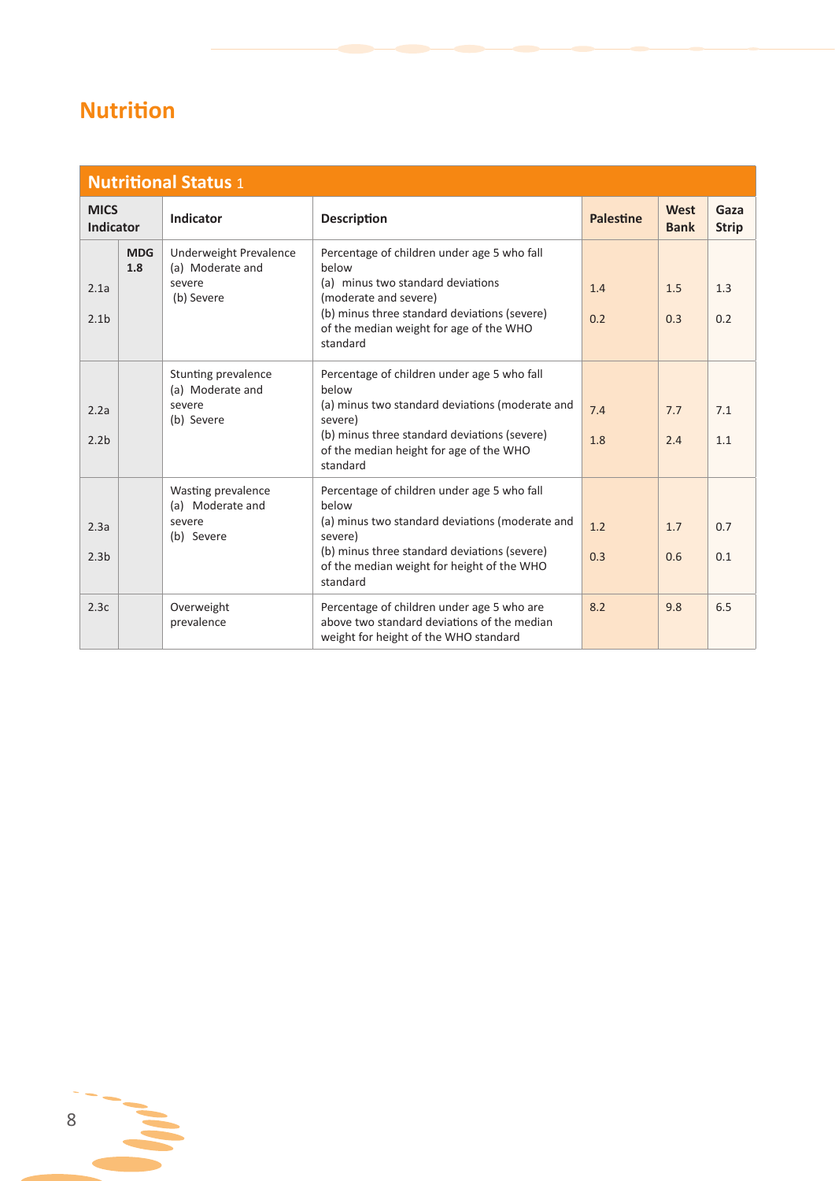# Nutrition

| Nutritional Status 1 | | | | | | |
|---|---|---|---|---|---|---|
| **MICS Indicator** | | **Indicator** | **Description** | **Palestine** | **West Bank** | **Gaza Strip** |
| 2.1a<br>2.1b | **MDG 1.8** | Underweight Prevalence<br>(a) Moderate and severe<br>(b) Severe | Percentage of children under age 5 who fall below<br>(a) minus two standard deviations (moderate and severe)<br>(b) minus three standard deviations (severe) of the median weight for age of the WHO standard | 1.4<br>0.2 | 1.5<br>0.3 | 1.3<br>0.2 |
| 2.2a<br>2.2b | | Stunting prevalence<br>(a) Moderate and severe<br>(b) Severe | Percentage of children under age 5 who fall below<br>(a) minus two standard deviations (moderate and severe)<br>(b) minus three standard deviations (severe) of the median height for age of the WHO standard | 7.4<br>1.8 | 7.7<br>2.4 | 7.1<br>1.1 |
| 2.3a<br>2.3b | | Wasting prevalence<br>(a) Moderate and severe<br>(b) Severe | Percentage of children under age 5 who fall below<br>(a) minus two standard deviations (moderate and severe)<br>(b) minus three standard deviations (severe) of the median weight for height of the WHO standard | 1.2<br>0.3 | 1.7<br>0.6 | 0.7<br>0.1 |
| 2.3c | | Overweight prevalence | Percentage of children under age 5 who are above two standard deviations of the median weight for height of the WHO standard | 8.2 | 9.8 | 6.5 |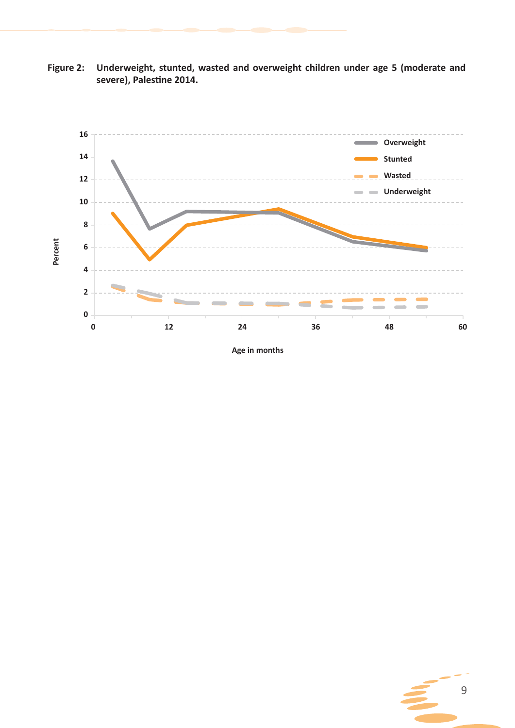**Figure 2: Underweight, stunted, wasted and overweight children under age 5 (moderate and severe), Palestine 2014.**

Percent

Overweight
Stunted
Wasted
Underweight

0 12 24 36 48 60

Age in months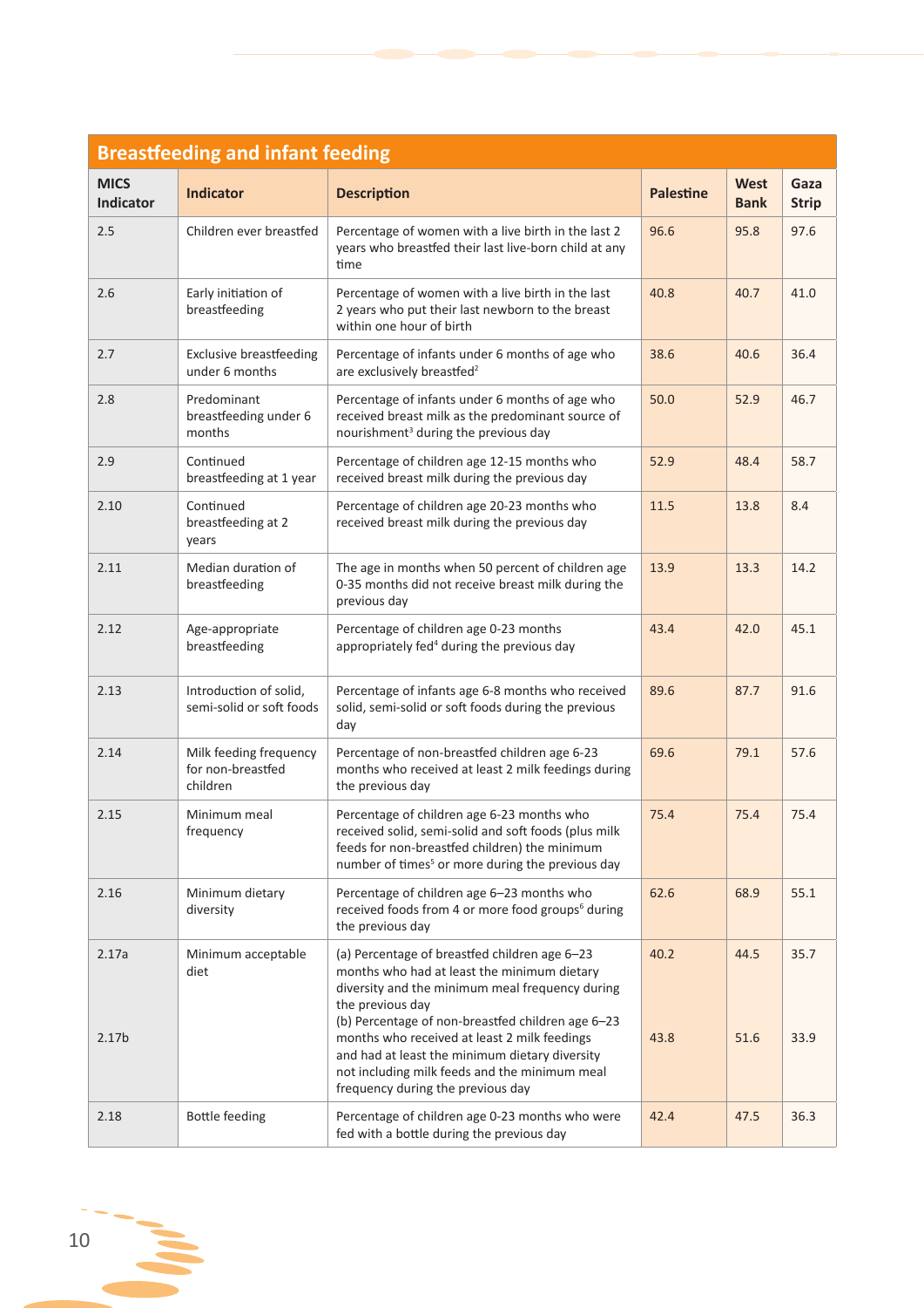## Breastfeeding and infant feeding

| MICS Indicator | Indicator | Description | Palestine | West Bank | Gaza Strip |
|---|---|---|---|---|---|
| 2.5 | Children ever breastfed | Percentage of women with a live birth in the last 2 years who breastfed their last live-born child at any time | 96.6 | 95.8 | 97.6 |
| 2.6 | Early initiation of breastfeeding | Percentage of women with a live birth in the last 2 years who put their last newborn to the breast within one hour of birth | 40.8 | 40.7 | 41.0 |
| 2.7 | Exclusive breastfeeding under 6 months | Percentage of infants under 6 months of age who are exclusively breastfed[2] | 38.6 | 40.6 | 36.4 |
| 2.8 | Predominant breastfeeding under 6 months | Percentage of infants under 6 months of age who received breast milk as the predominant source of nourishment[3] during the previous day | 50.0 | 52.9 | 46.7 |
| 2.9 | Continued breastfeeding at 1 year | Percentage of children age 12-15 months who received breast milk during the previous day | 52.9 | 48.4 | 58.7 |
| 2.10 | Continued breastfeeding at 2 years | Percentage of children age 20-23 months who received breast milk during the previous day | 11.5 | 13.8 | 8.4 |
| 2.11 | Median duration of breastfeeding | The age in months when 50 percent of children age 0-35 months did not receive breast milk during the previous day | 13.9 | 13.3 | 14.2 |
| 2.12 | Age-appropriate breastfeeding | Percentage of children age 0-23 months appropriately fed[4] during the previous day | 43.4 | 42.0 | 45.1 |
| 2.13 | Introduction of solid, semi-solid or soft foods | Percentage of infants age 6-8 months who received solid, semi-solid or soft foods during the previous day | 89.6 | 87.7 | 91.6 |
| 2.14 | Milk feeding frequency for non-breastfed children | Percentage of non-breastfed children age 6-23 months who received at least 2 milk feedings during the previous day | 69.6 | 79.1 | 57.6 |
| 2.15 | Minimum meal frequency | Percentage of children age 6-23 months who received solid, semi-solid and soft foods (plus milk feeds for non-breastfed children) the minimum number of times[5] or more during the previous day | 75.4 | 75.4 | 75.4 |
| 2.16 | Minimum dietary diversity | Percentage of children age 6–23 months who received foods from 4 or more food groups[6] during the previous day | 62.6 | 68.9 | 55.1 |
| 2.17a | Minimum acceptable diet | (a) Percentage of breastfed children age 6–23 months who had at least the minimum dietary diversity and the minimum meal frequency during the previous day | 40.2 | 44.5 | 35.7 |
| 2.17b | | (b) Percentage of non-breastfed children age 6–23 months who received at least 2 milk feedings and had at least the minimum dietary diversity not including milk feeds and the minimum meal frequency during the previous day | 43.8 | 51.6 | 33.9 |
| 2.18 | Bottle feeding | Percentage of children age 0-23 months who were fed with a bottle during the previous day | 42.4 | 47.5 | 36.3 |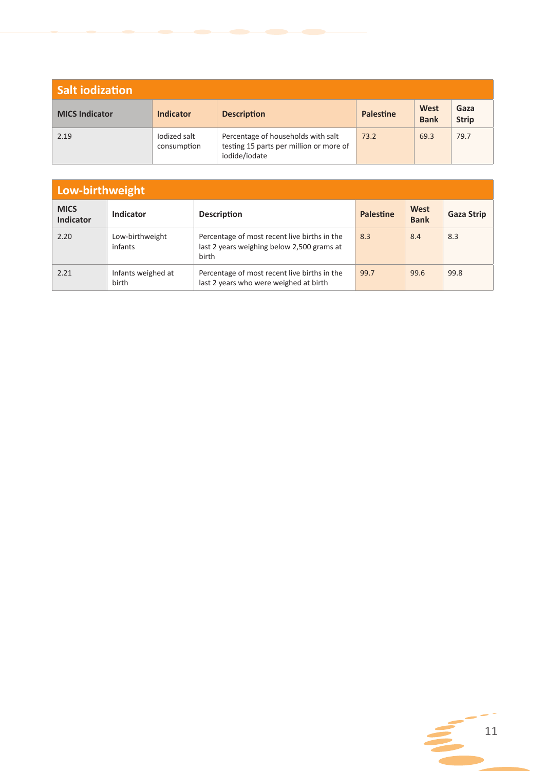## Salt iodization

| MICS Indicator | Indicator | Description | Palestine | West Bank | Gaza Strip |
|---|---|---|---|---|---|
| 2.19 | Iodized salt consumption | Percentage of households with salt testing 15 parts per million or more of iodide/iodate | 73.2 | 69.3 | 79.7 |

## Low-birthweight

| MICS Indicator | Indicator | Description | Palestine | West Bank | Gaza Strip |
|---|---|---|---|---|---|
| 2.20 | Low-birthweight infants | Percentage of most recent live births in the last 2 years weighing below 2,500 grams at birth | 8.3 | 8.4 | 8.3 |
| 2.21 | Infants weighed at birth | Percentage of most recent live births in the last 2 years who were weighed at birth | 99.7 | 99.6 | 99.8 |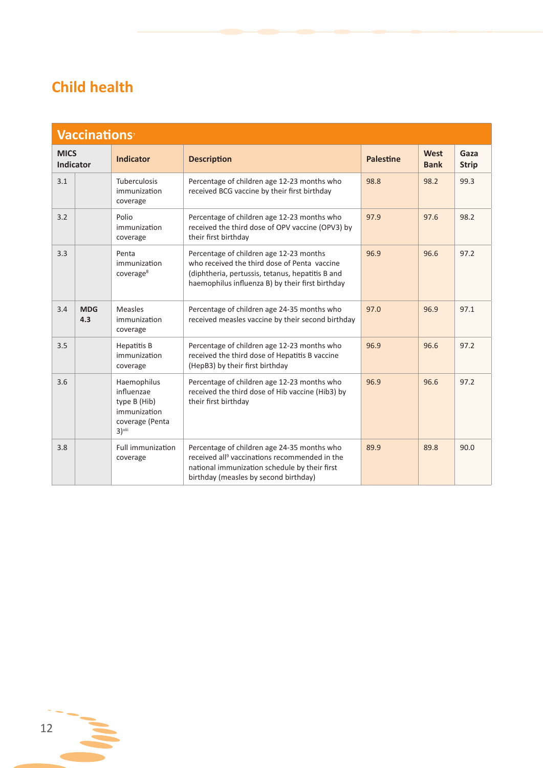# Child health

| Vaccinations[7] | | | | | | |
|---|---|---|---|---|---|---|
| **MICS Indicator** | | **Indicator** | **Description** | **Palestine** | **West Bank** | **Gaza Strip** |
| 3.1 | | Tuberculosis immunization coverage | Percentage of children age 12-23 months who received BCG vaccine by their first birthday | 98.8 | 98.2 | 99.3 |
| 3.2 | | Polio immunization coverage | Percentage of children age 12-23 months who received the third dose of OPV vaccine (OPV3) by their first birthday | 97.9 | 97.6 | 98.2 |
| 3.3 | | Penta immunization coverage[8] | Percentage of children age 12-23 months who received the third dose of Penta vaccine (diphtheria, pertussis, tetanus, hepatitis B and haemophilus influenza B) by their first birthday | 96.9 | 96.6 | 97.2 |
| 3.4 | **MDG 4.3** | Measles immunization coverage | Percentage of children age 24-35 months who received measles vaccine by their second birthday | 97.0 | 96.9 | 97.1 |
| 3.5 | | Hepatitis B immunization coverage | Percentage of children age 12-23 months who received the third dose of Hepatitis B vaccine (HepB3) by their first birthday | 96.9 | 96.6 | 97.2 |
| 3.6 | | Haemophilus influenzae type B (Hib) immunization coverage (Penta 3)[viii] | Percentage of children age 12-23 months who received the third dose of Hib vaccine (Hib3) by their first birthday | 96.9 | 96.6 | 97.2 |
| 3.8 | | Full immunization coverage | Percentage of children age 24-35 months who received all[9] vaccinations recommended in the national immunization schedule by their first birthday (measles by second birthday) | 89.9 | 89.8 | 90.0 |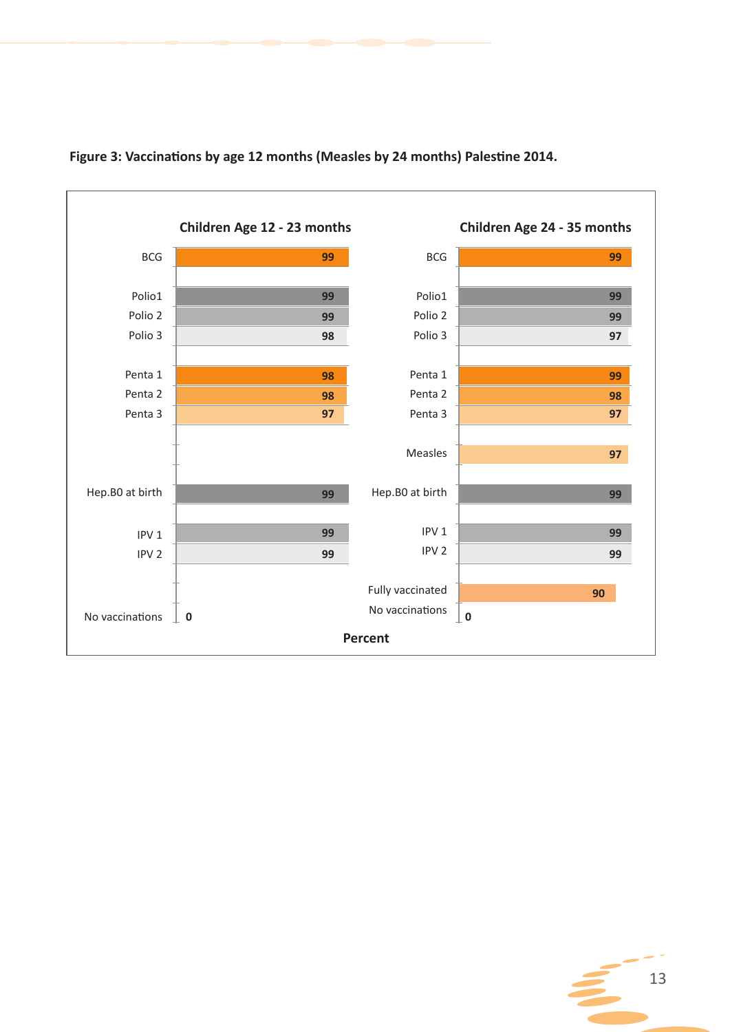**Figure 3: Vaccinations by age 12 months (Measles by 24 months) Palestine 2014.**

| Vaccination | Children Age 12 - 23 months | Children Age 24 - 35 months |
|---|---|---|
| BCG | 99 | 99 |
| Polio1 | 99 | 99 |
| Polio 2 | 99 | 99 |
| Polio 3 | 98 | 97 |
| Penta 1 | 98 | 99 |
| Penta 2 | 98 | 98 |
| Penta 3 | 97 | 97 |
| Measles | | 97 |
| Hep.B0 at birth | 99 | 99 |
| IPV 1 | 99 | 99 |
| IPV 2 | 99 | 99 |
| Fully vaccinated | | 90 |
| No vaccinations | 0 | 0 |

Percent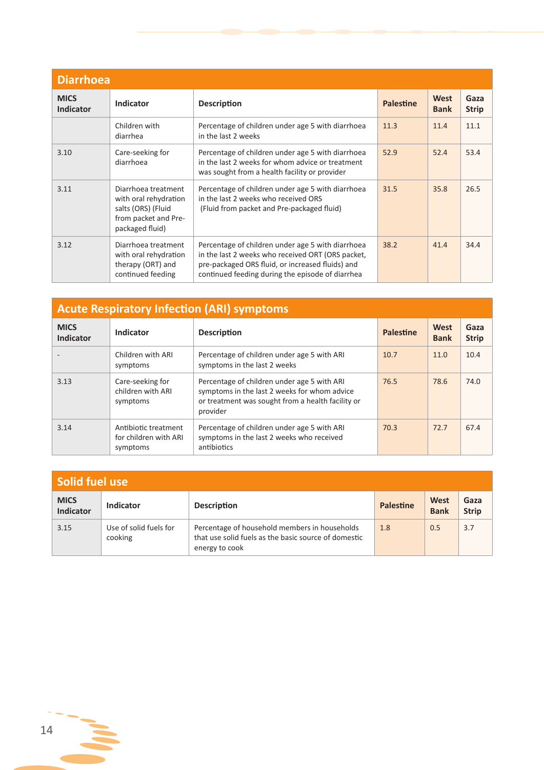## Diarrhoea

| MICS Indicator | Indicator | Description | Palestine | West Bank | Gaza Strip |
|---|---|---|---|---|---|
| | Children with diarrhea | Percentage of children under age 5 with diarrhoea in the last 2 weeks | 11.3 | 11.4 | 11.1 |
| 3.10 | Care-seeking for diarrhoea | Percentage of children under age 5 with diarrhoea in the last 2 weeks for whom advice or treatment was sought from a health facility or provider | 52.9 | 52.4 | 53.4 |
| 3.11 | Diarrhoea treatment with oral rehydration salts (ORS) (Fluid from packet and Pre-packaged fluid) | Percentage of children under age 5 with diarrhoea in the last 2 weeks who received ORS (Fluid from packet and Pre-packaged fluid) | 31.5 | 35.8 | 26.5 |
| 3.12 | Diarrhoea treatment with oral rehydration therapy (ORT) and continued feeding | Percentage of children under age 5 with diarrhoea in the last 2 weeks who received ORT (ORS packet, pre-packaged ORS fluid, or increased fluids) and continued feeding during the episode of diarrhea | 38.2 | 41.4 | 34.4 |

## Acute Respiratory Infection (ARI) symptoms

| MICS Indicator | Indicator | Description | Palestine | West Bank | Gaza Strip |
|---|---|---|---|---|---|
| - | Children with ARI symptoms | Percentage of children under age 5 with ARI symptoms in the last 2 weeks | 10.7 | 11.0 | 10.4 |
| 3.13 | Care-seeking for children with ARI symptoms | Percentage of children under age 5 with ARI symptoms in the last 2 weeks for whom advice or treatment was sought from a health facility or provider | 76.5 | 78.6 | 74.0 |
| 3.14 | Antibiotic treatment for children with ARI symptoms | Percentage of children under age 5 with ARI symptoms in the last 2 weeks who received antibiotics | 70.3 | 72.7 | 67.4 |

## Solid fuel use

| MICS Indicator | Indicator | Description | Palestine | West Bank | Gaza Strip |
|---|---|---|---|---|---|
| 3.15 | Use of solid fuels for cooking | Percentage of household members in households that use solid fuels as the basic source of domestic energy to cook | 1.8 | 0.5 | 3.7 |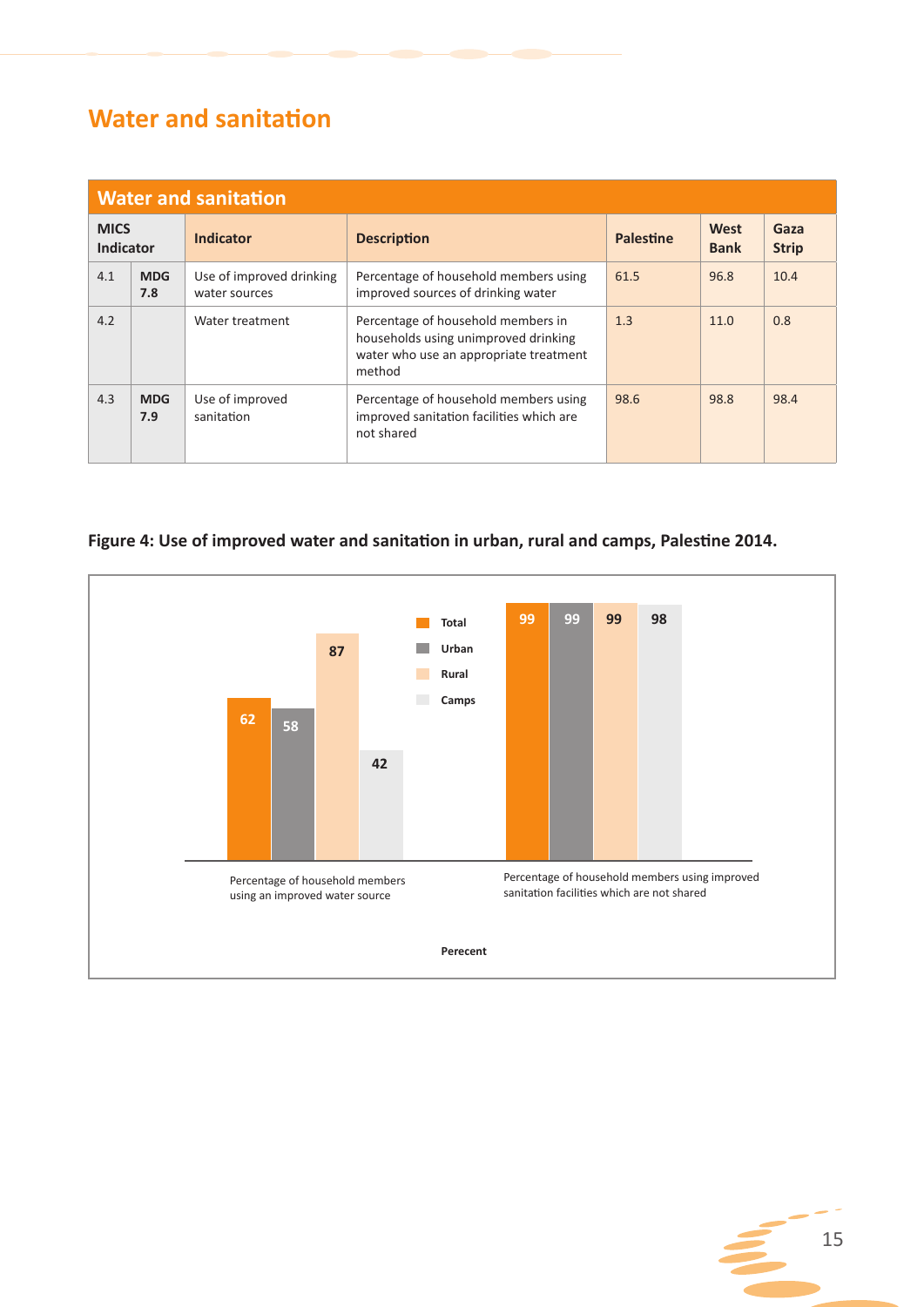# Water and sanitation

| Water and sanitation | | | | | | |
|---|---|---|---|---|---|---|
| **MICS Indicator** | | **Indicator** | **Description** | **Palestine** | **West Bank** | **Gaza Strip** |
| 4.1 | **MDG 7.8** | Use of improved drinking water sources | Percentage of household members using improved sources of drinking water | 61.5 | 96.8 | 10.4 |
| 4.2 | | Water treatment | Percentage of household members in households using unimproved drinking water who use an appropriate treatment method | 1.3 | 11.0 | 0.8 |
| 4.3 | **MDG 7.9** | Use of improved sanitation | Percentage of household members using improved sanitation facilities which are not shared | 98.6 | 98.8 | 98.4 |

**Figure 4: Use of improved water and sanitation in urban, rural and camps, Palestine 2014.**

| | Total | Urban | Rural | Camps |
|---|---|---|---|---|
| Percentage of household members using an improved water source | 62 | 58 | 87 | 42 |
| Percentage of household members using improved sanitation facilities which are not shared | 99 | 99 | 99 | 98 |

Perecent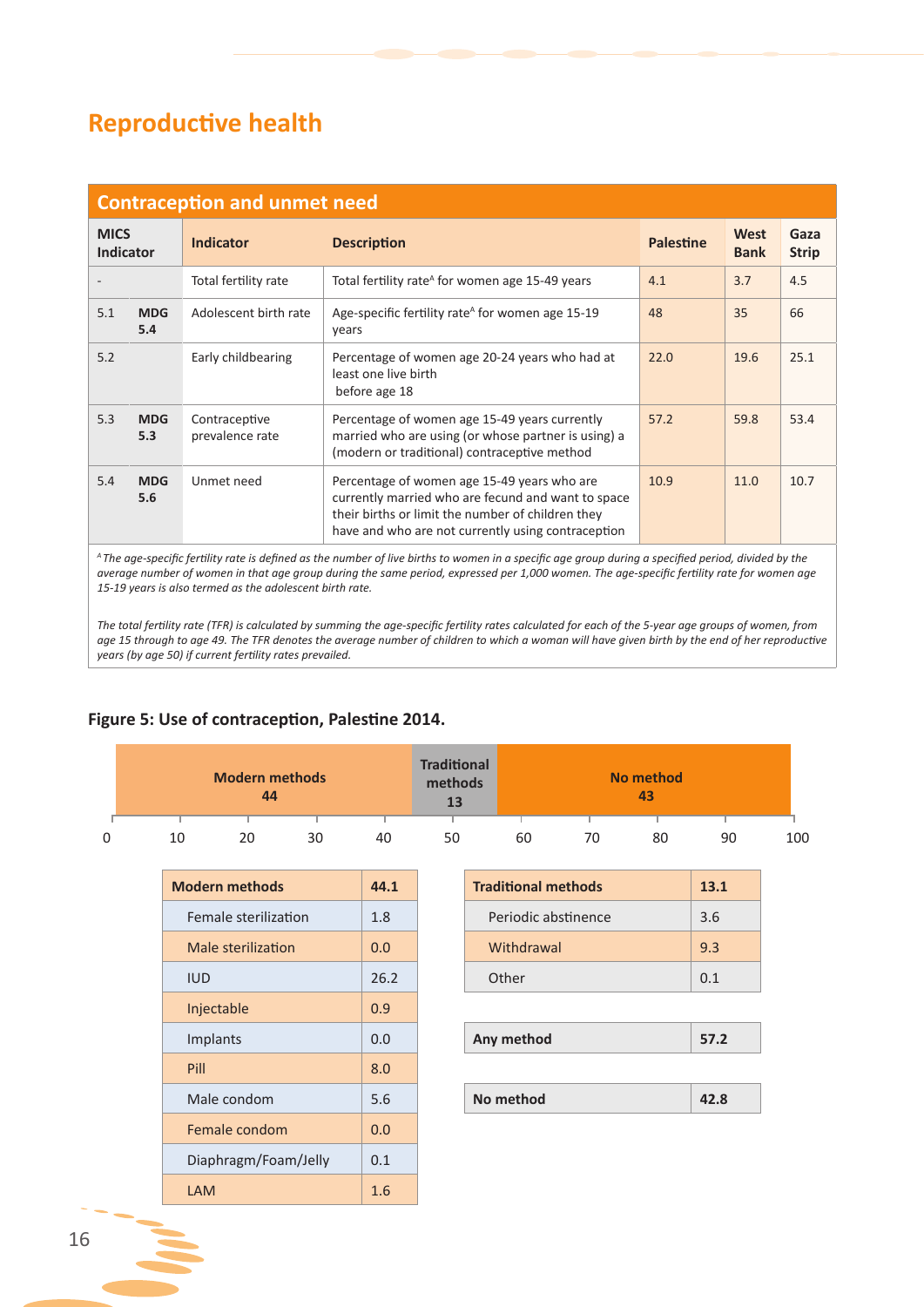# Reproductive health

## Contraception and unmet need

| MICS Indicator | | Indicator | Description | Palestine | West Bank | Gaza Strip |
|---|---|---|---|---|---|---|
| - | | Total fertility rate | Total fertility rate[A] for women age 15-49 years | 4.1 | 3.7 | 4.5 |
| 5.1 | MDG 5.4 | Adolescent birth rate | Age-specific fertility rate[A] for women age 15-19 years | 48 | 35 | 66 |
| 5.2 | | Early childbearing | Percentage of women age 20-24 years who had at least one live birth before age 18 | 22.0 | 19.6 | 25.1 |
| 5.3 | MDG 5.3 | Contraceptive prevalence rate | Percentage of women age 15-49 years currently married who are using (or whose partner is using) a (modern or traditional) contraceptive method | 57.2 | 59.8 | 53.4 |
| 5.4 | MDG 5.6 | Unmet need | Percentage of women age 15-49 years who are currently married who are fecund and want to space their births or limit the number of children they have and who are not currently using contraception | 10.9 | 11.0 | 10.7 |

*[A] The age-specific fertility rate is defined as the number of live births to women in a specific age group during a specified period, divided by the average number of women in that age group during the same period, expressed per 1,000 women. The age-specific fertility rate for women age 15-19 years is also termed as the adolescent birth rate.*

*The total fertility rate (TFR) is calculated by summing the age-specific fertility rates calculated for each of the 5-year age groups of women, from age 15 through to age 49. The TFR denotes the average number of children to which a woman will have given birth by the end of her reproductive years (by age 50) if current fertility rates prevailed.*

**Figure 5: Use of contraception, Palestine 2014.**

| Modern methods | Traditional methods | No method |
|---|---|---|
| 44 | 13 | 43 |

| Modern methods | 44.1 |
|---|---|
| Female sterilization | 1.8 |
| Male sterilization | 0.0 |
| IUD | 26.2 |
| Injectable | 0.9 |
| Implants | 0.0 |
| Pill | 8.0 |
| Male condom | 5.6 |
| Female condom | 0.0 |
| Diaphragm/Foam/Jelly | 0.1 |
| LAM | 1.6 |

| Traditional methods | 13.1 |
|---|---|
| Periodic abstinence | 3.6 |
| Withdrawal | 9.3 |
| Other | 0.1 |

| Any method | 57.2 |
|---|---|

| No method | 42.8 |
|---|---|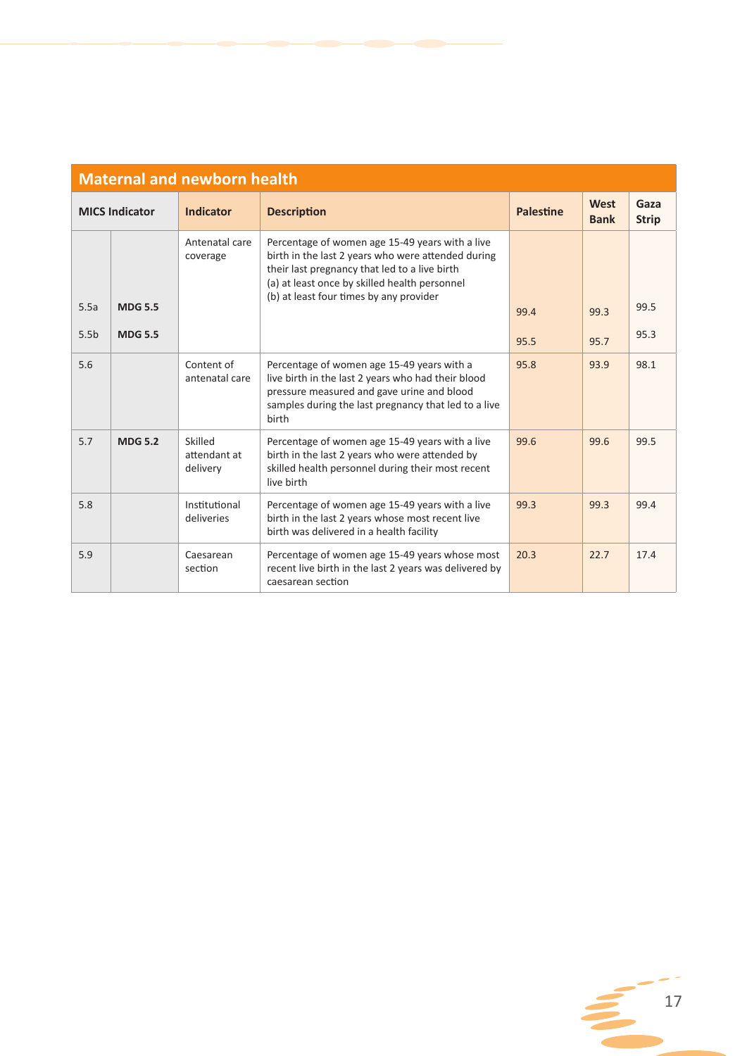## Maternal and newborn health

| MICS Indicator | | Indicator | Description | Palestine | West Bank | Gaza Strip |
|---|---|---|---|---|---|---|
| | | Antenatal care coverage | Percentage of women age 15-49 years with a live birth in the last 2 years who were attended during their last pregnancy that led to a live birth<br>(a) at least once by skilled health personnel<br>(b) at least four times by any provider | | | |
| 5.5a | **MDG 5.5** | | | 99.4 | 99.3 | 99.5 |
| 5.5b | **MDG 5.5** | | | 95.5 | 95.7 | 95.3 |
| 5.6 | | Content of antenatal care | Percentage of women age 15-49 years with a live birth in the last 2 years who had their blood pressure measured and gave urine and blood samples during the last pregnancy that led to a live birth | 95.8 | 93.9 | 98.1 |
| 5.7 | **MDG 5.2** | Skilled attendant at delivery | Percentage of women age 15-49 years with a live birth in the last 2 years who were attended by skilled health personnel during their most recent live birth | 99.6 | 99.6 | 99.5 |
| 5.8 | | Institutional deliveries | Percentage of women age 15-49 years with a live birth in the last 2 years whose most recent live birth was delivered in a health facility | 99.3 | 99.3 | 99.4 |
| 5.9 | | Caesarean section | Percentage of women age 15-49 years whose most recent live birth in the last 2 years was delivered by caesarean section | 20.3 | 22.7 | 17.4 |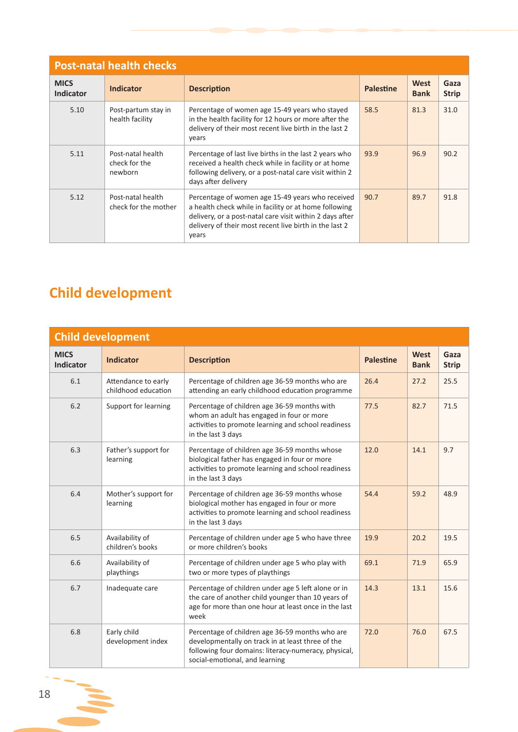| Post-natal health checks | | | | | |
|---|---|---|---|---|---|
| **MICS Indicator** | **Indicator** | **Description** | **Palestine** | **West Bank** | **Gaza Strip** |
| 5.10 | Post-partum stay in health facility | Percentage of women age 15-49 years who stayed in the health facility for 12 hours or more after the delivery of their most recent live birth in the last 2 years | 58.5 | 81.3 | 31.0 |
| 5.11 | Post-natal health check for the newborn | Percentage of last live births in the last 2 years who received a health check while in facility or at home following delivery, or a post-natal care visit within 2 days after delivery | 93.9 | 96.9 | 90.2 |
| 5.12 | Post-natal health check for the mother | Percentage of women age 15-49 years who received a health check while in facility or at home following delivery, or a post-natal care visit within 2 days after delivery of their most recent live birth in the last 2 years | 90.7 | 89.7 | 91.8 |

## Child development

| Child development | | | | | |
|---|---|---|---|---|---|
| **MICS Indicator** | **Indicator** | **Description** | **Palestine** | **West Bank** | **Gaza Strip** |
| 6.1 | Attendance to early childhood education | Percentage of children age 36-59 months who are attending an early childhood education programme | 26.4 | 27.2 | 25.5 |
| 6.2 | Support for learning | Percentage of children age 36-59 months with whom an adult has engaged in four or more activities to promote learning and school readiness in the last 3 days | 77.5 | 82.7 | 71.5 |
| 6.3 | Father's support for learning | Percentage of children age 36-59 months whose biological father has engaged in four or more activities to promote learning and school readiness in the last 3 days | 12.0 | 14.1 | 9.7 |
| 6.4 | Mother's support for learning | Percentage of children age 36-59 months whose biological mother has engaged in four or more activities to promote learning and school readiness in the last 3 days | 54.4 | 59.2 | 48.9 |
| 6.5 | Availability of children's books | Percentage of children under age 5 who have three or more children's books | 19.9 | 20.2 | 19.5 |
| 6.6 | Availability of playthings | Percentage of children under age 5 who play with two or more types of playthings | 69.1 | 71.9 | 65.9 |
| 6.7 | Inadequate care | Percentage of children under age 5 left alone or in the care of another child younger than 10 years of age for more than one hour at least once in the last week | 14.3 | 13.1 | 15.6 |
| 6.8 | Early child development index | Percentage of children age 36-59 months who are developmentally on track in at least three of the following four domains: literacy-numeracy, physical, social-emotional, and learning | 72.0 | 76.0 | 67.5 |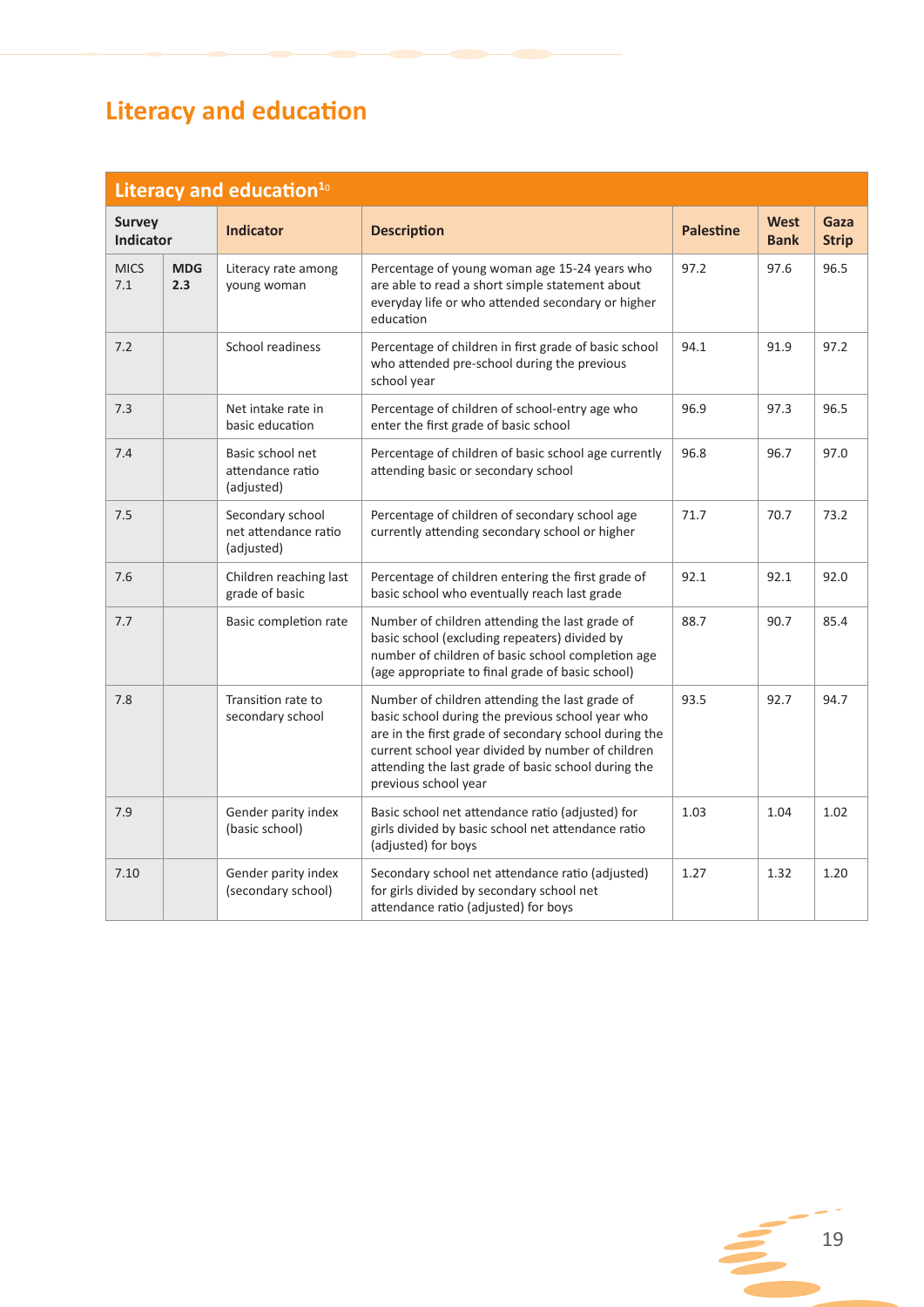# Literacy and education

| Literacy and education[10] | | | | | | |
|---|---|---|---|---|---|---|
| **Survey Indicator** | | **Indicator** | **Description** | **Palestine** | **West Bank** | **Gaza Strip** |
| MICS 7.1 | **MDG 2.3** | Literacy rate among young woman | Percentage of young woman age 15-24 years who are able to read a short simple statement about everyday life or who attended secondary or higher education | 97.2 | 97.6 | 96.5 |
| 7.2 | | School readiness | Percentage of children in first grade of basic school who attended pre-school during the previous school year | 94.1 | 91.9 | 97.2 |
| 7.3 | | Net intake rate in basic education | Percentage of children of school-entry age who enter the first grade of basic school | 96.9 | 97.3 | 96.5 |
| 7.4 | | Basic school net attendance ratio (adjusted) | Percentage of children of basic school age currently attending basic or secondary school | 96.8 | 96.7 | 97.0 |
| 7.5 | | Secondary school net attendance ratio (adjusted) | Percentage of children of secondary school age currently attending secondary school or higher | 71.7 | 70.7 | 73.2 |
| 7.6 | | Children reaching last grade of basic | Percentage of children entering the first grade of basic school who eventually reach last grade | 92.1 | 92.1 | 92.0 |
| 7.7 | | Basic completion rate | Number of children attending the last grade of basic school (excluding repeaters) divided by number of children of basic school completion age (age appropriate to final grade of basic school) | 88.7 | 90.7 | 85.4 |
| 7.8 | | Transition rate to secondary school | Number of children attending the last grade of basic school during the previous school year who are in the first grade of secondary school during the current school year divided by number of children attending the last grade of basic school during the previous school year | 93.5 | 92.7 | 94.7 |
| 7.9 | | Gender parity index (basic school) | Basic school net attendance ratio (adjusted) for girls divided by basic school net attendance ratio (adjusted) for boys | 1.03 | 1.04 | 1.02 |
| 7.10 | | Gender parity index (secondary school) | Secondary school net attendance ratio (adjusted) for girls divided by secondary school net attendance ratio (adjusted) for boys | 1.27 | 1.32 | 1.20 |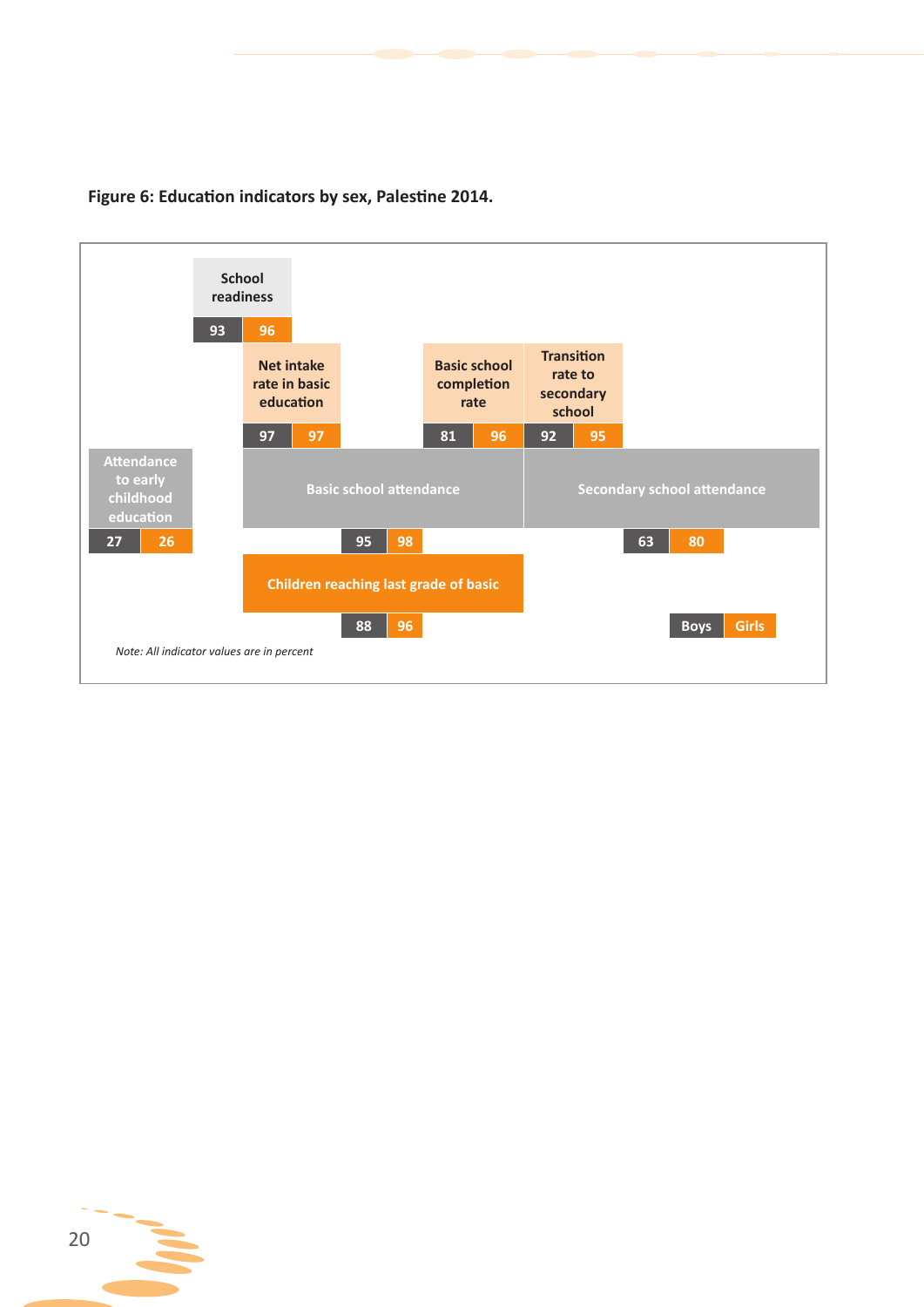**Figure 6: Education indicators by sex, Palestine 2014.**

| Indicator | Boys | Girls |
|---|---|---|
| School readiness | 93 | 96 |
| Net intake rate in basic education | 97 | 97 |
| Basic school completion rate | 81 | 96 |
| Transition rate to secondary school | 92 | 95 |
| Attendance to early childhood education | 27 | 26 |
| Basic school attendance | 95 | 98 |
| Secondary school attendance | 63 | 80 |
| Children reaching last grade of basic | 88 | 96 |

*Note: All indicator values are in percent*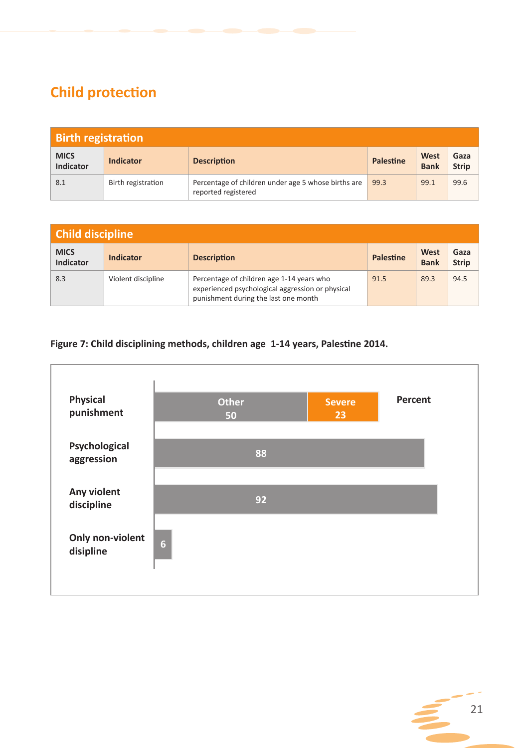## Child protection

| Birth registration | | | | | |
|---|---|---|---|---|---|
| **MICS Indicator** | **Indicator** | **Description** | **Palestine** | **West Bank** | **Gaza Strip** |
| 8.1 | Birth registration | Percentage of children under age 5 whose births are reported registered | 99.3 | 99.1 | 99.6 |

| Child discipline | | | | | |
|---|---|---|---|---|---|
| **MICS Indicator** | **Indicator** | **Description** | **Palestine** | **West Bank** | **Gaza Strip** |
| 8.3 | Violent discipline | Percentage of children age 1-14 years who experienced psychological aggression or physical punishment during the last one month | 91.5 | 89.3 | 94.5 |

**Figure 7: Child disciplining methods, children age 1-14 years, Palestine 2014.**

| | Percent |
|---|---|
| Physical punishment | Other 50, Severe 23 |
| Psychological aggression | 88 |
| Any violent discipline | 92 |
| Only non-violent disipline | 6 |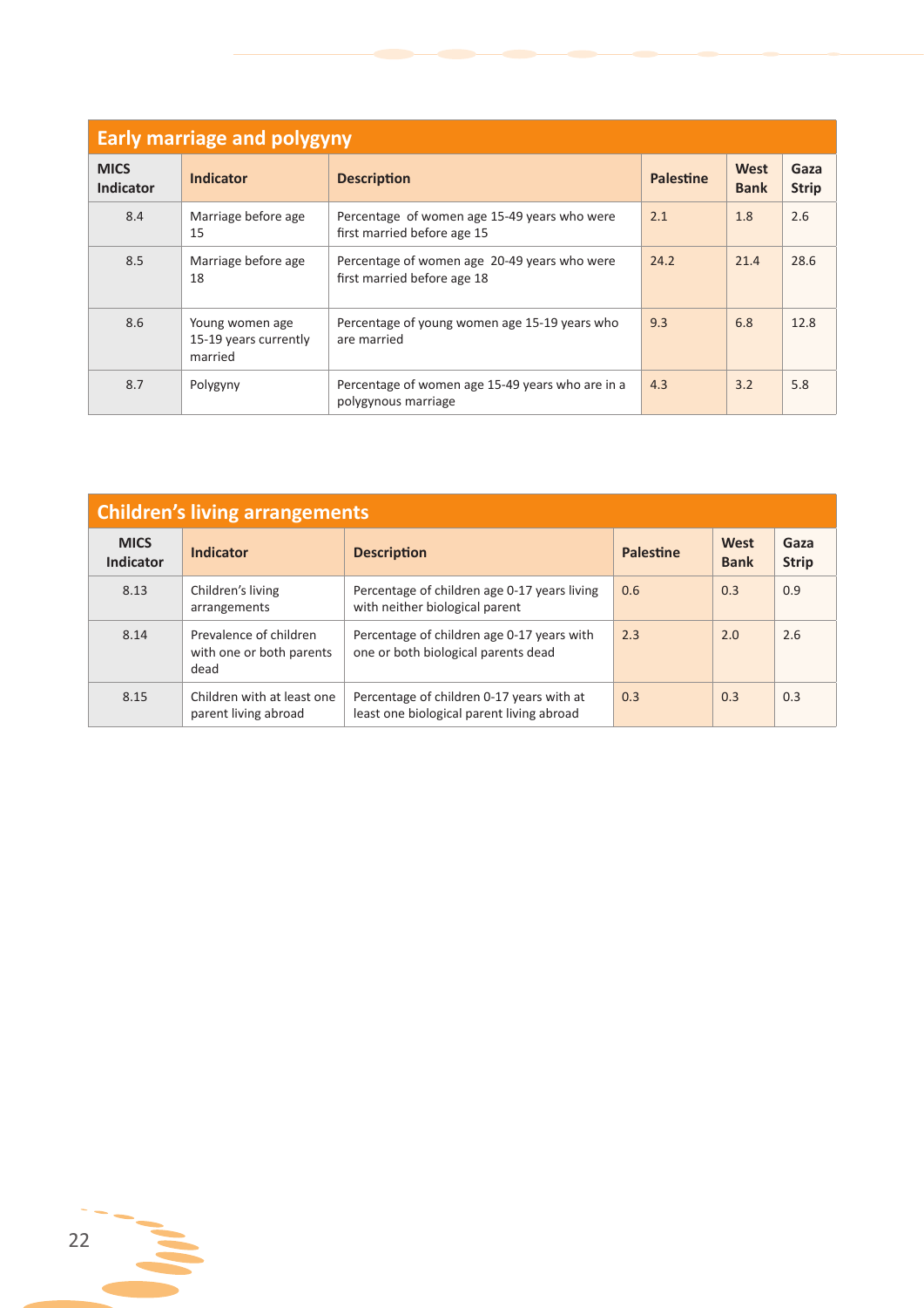## Early marriage and polygyny

| MICS Indicator | Indicator | Description | Palestine | West Bank | Gaza Strip |
|---|---|---|---|---|---|
| 8.4 | Marriage before age 15 | Percentage of women age 15-49 years who were first married before age 15 | 2.1 | 1.8 | 2.6 |
| 8.5 | Marriage before age 18 | Percentage of women age 20-49 years who were first married before age 18 | 24.2 | 21.4 | 28.6 |
| 8.6 | Young women age 15-19 years currently married | Percentage of young women age 15-19 years who are married | 9.3 | 6.8 | 12.8 |
| 8.7 | Polygyny | Percentage of women age 15-49 years who are in a polygynous marriage | 4.3 | 3.2 | 5.8 |

## Children's living arrangements

| MICS Indicator | Indicator | Description | Palestine | West Bank | Gaza Strip |
|---|---|---|---|---|---|
| 8.13 | Children's living arrangements | Percentage of children age 0-17 years living with neither biological parent | 0.6 | 0.3 | 0.9 |
| 8.14 | Prevalence of children with one or both parents dead | Percentage of children age 0-17 years with one or both biological parents dead | 2.3 | 2.0 | 2.6 |
| 8.15 | Children with at least one parent living abroad | Percentage of children 0-17 years with at least one biological parent living abroad | 0.3 | 0.3 | 0.3 |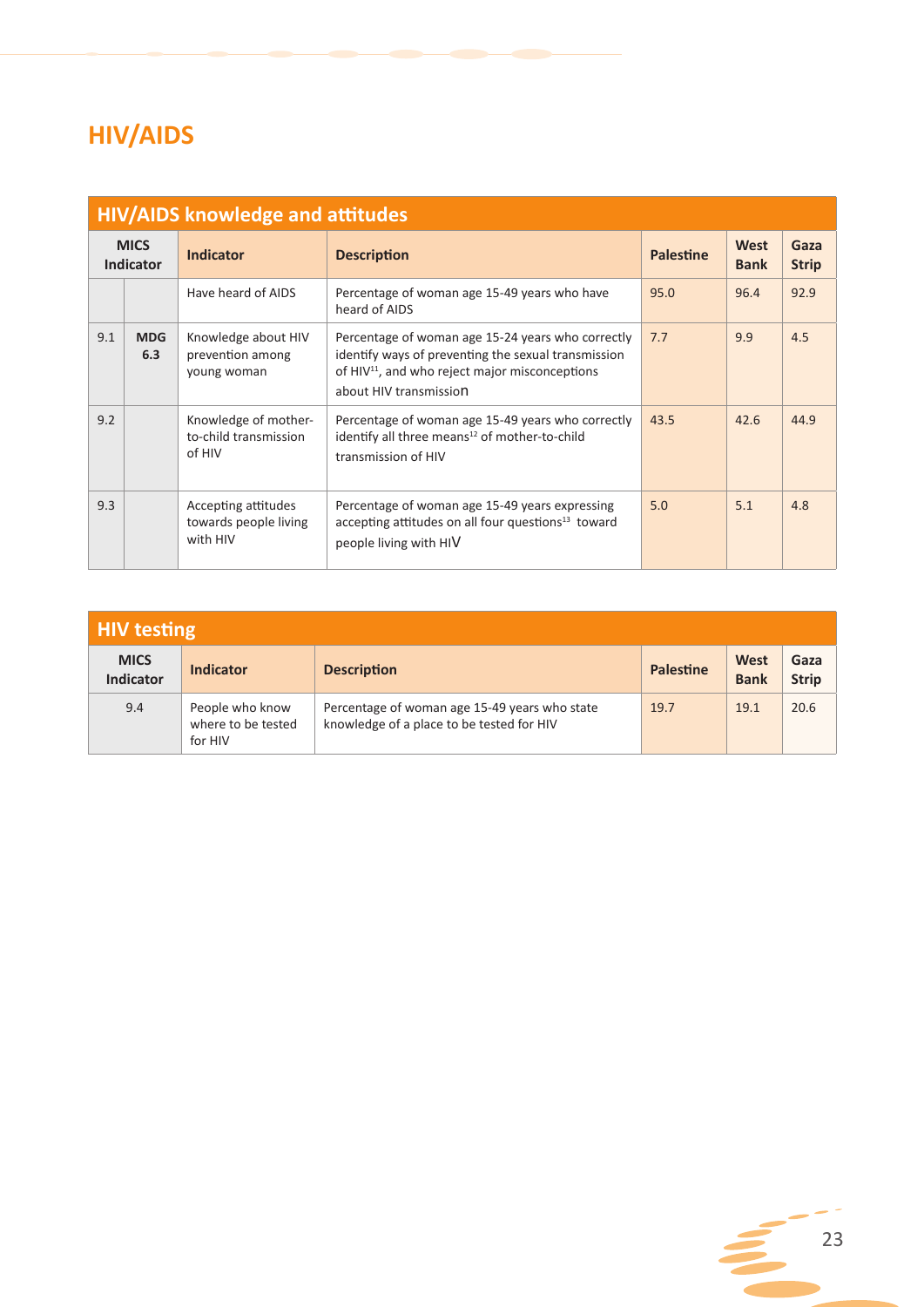# HIV/AIDS

## HIV/AIDS knowledge and attitudes

| MICS Indicator | | Indicator | Description | Palestine | West Bank | Gaza Strip |
|---|---|---|---|---|---|---|
| | | Have heard of AIDS | Percentage of woman age 15-49 years who have heard of AIDS | 95.0 | 96.4 | 92.9 |
| 9.1 | **MDG 6.3** | Knowledge about HIV prevention among young woman | Percentage of woman age 15-24 years who correctly identify ways of preventing the sexual transmission of HIV[11], and who reject major misconceptions about HIV transmission | 7.7 | 9.9 | 4.5 |
| 9.2 | | Knowledge of mother-to-child transmission of HIV | Percentage of woman age 15-49 years who correctly identify all three means[12] of mother-to-child transmission of HIV | 43.5 | 42.6 | 44.9 |
| 9.3 | | Accepting attitudes towards people living with HIV | Percentage of woman age 15-49 years expressing accepting attitudes on all four questions[13] toward people living with HIV | 5.0 | 5.1 | 4.8 |

## HIV testing

| MICS Indicator | Indicator | Description | Palestine | West Bank | Gaza Strip |
|---|---|---|---|---|---|
| 9.4 | People who know where to be tested for HIV | Percentage of woman age 15-49 years who state knowledge of a place to be tested for HIV | 19.7 | 19.1 | 20.6 |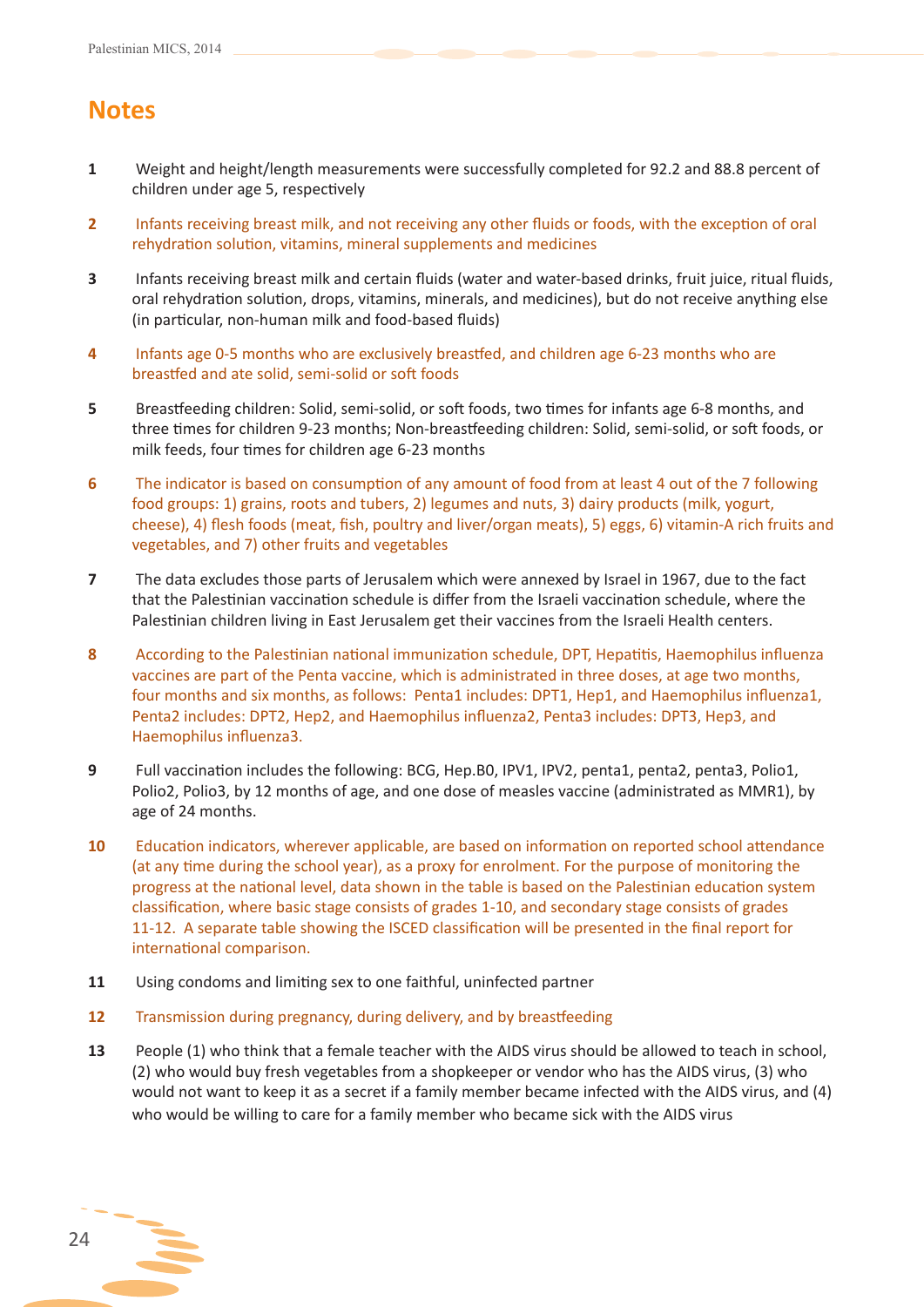# Notes

1. Weight and height/length measurements were successfully completed for 92.2 and 88.8 percent of children under age 5, respectively

2. Infants receiving breast milk, and not receiving any other fluids or foods, with the exception of oral rehydration solution, vitamins, mineral supplements and medicines

3. Infants receiving breast milk and certain fluids (water and water-based drinks, fruit juice, ritual fluids, oral rehydration solution, drops, vitamins, minerals, and medicines), but do not receive anything else (in particular, non-human milk and food-based fluids)

4. Infants age 0-5 months who are exclusively breastfed, and children age 6-23 months who are breastfed and ate solid, semi-solid or soft foods

5. Breastfeeding children: Solid, semi-solid, or soft foods, two times for infants age 6-8 months, and three times for children 9-23 months; Non-breastfeeding children: Solid, semi-solid, or soft foods, or milk feeds, four times for children age 6-23 months

6. The indicator is based on consumption of any amount of food from at least 4 out of the 7 following food groups: 1) grains, roots and tubers, 2) legumes and nuts, 3) dairy products (milk, yogurt, cheese), 4) flesh foods (meat, fish, poultry and liver/organ meats), 5) eggs, 6) vitamin-A rich fruits and vegetables, and 7) other fruits and vegetables

7. The data excludes those parts of Jerusalem which were annexed by Israel in 1967, due to the fact that the Palestinian vaccination schedule is differ from the Israeli vaccination schedule, where the Palestinian children living in East Jerusalem get their vaccines from the Israeli Health centers.

8. According to the Palestinian national immunization schedule, DPT, Hepatitis, Haemophilus influenza vaccines are part of the Penta vaccine, which is administrated in three doses, at age two months, four months and six months, as follows: Penta1 includes: DPT1, Hep1, and Haemophilus influenza1, Penta2 includes: DPT2, Hep2, and Haemophilus influenza2, Penta3 includes: DPT3, Hep3, and Haemophilus influenza3.

9. Full vaccination includes the following: BCG, Hep.B0, IPV1, IPV2, penta1, penta2, penta3, Polio1, Polio2, Polio3, by 12 months of age, and one dose of measles vaccine (administrated as MMR1), by age of 24 months.

10. Education indicators, wherever applicable, are based on information on reported school attendance (at any time during the school year), as a proxy for enrolment. For the purpose of monitoring the progress at the national level, data shown in the table is based on the Palestinian education system classification, where basic stage consists of grades 1-10, and secondary stage consists of grades 11-12. A separate table showing the ISCED classification will be presented in the final report for international comparison.

11. Using condoms and limiting sex to one faithful, uninfected partner

12. Transmission during pregnancy, during delivery, and by breastfeeding

13. People (1) who think that a female teacher with the AIDS virus should be allowed to teach in school, (2) who would buy fresh vegetables from a shopkeeper or vendor who has the AIDS virus, (3) who would not want to keep it as a secret if a family member became infected with the AIDS virus, and (4) who would be willing to care for a family member who became sick with the AIDS virus